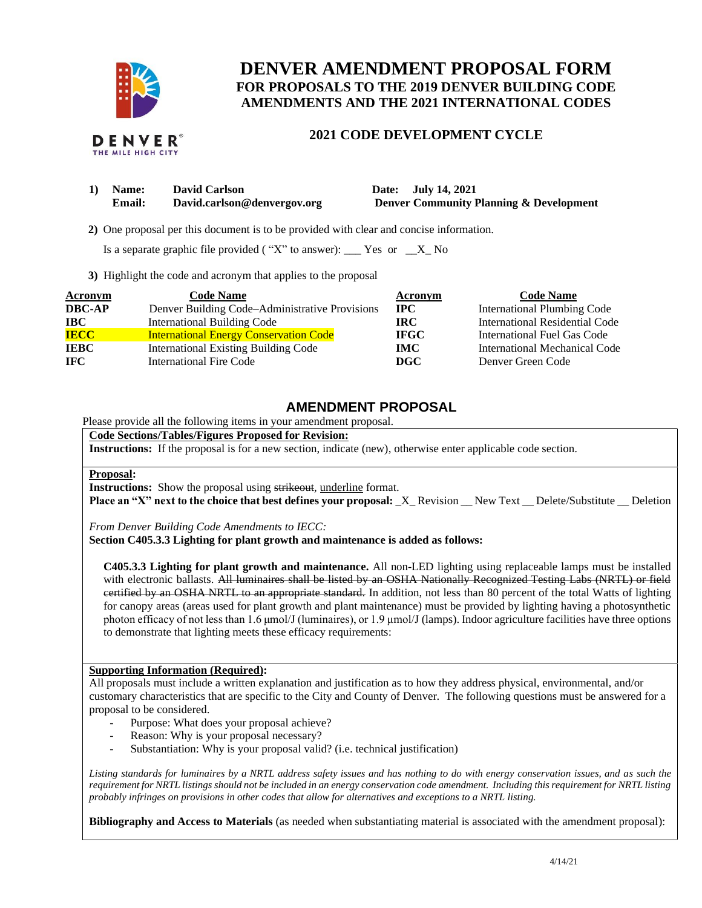# DENVER AMENDMENT PROPOSAL FORM

## FOR PROPOSALS TO THE 2019 DENVER BUILDING CODE AMENDMENTS AND THE 2021 INTERNATIONAL CODES

### 2021 CODE DEVELOPMENT CYCLE

**1) Name:** **David Carlson** **Date:** **July 14, 2021**
**Email:** **David.carlson@denvergov.org** **Denver Community Planning & Development**

**2)** One proposal per this document is to be provided with clear and concise information.

Is a separate graphic file provided ( "X" to answer): ___ Yes or __X_ No

**3)** Highlight the code and acronym that applies to the proposal

| Acronym | Code Name | Acronym | Code Name |
|---|---|---|---|
| **DBC-AP** | Denver Building Code–Administrative Provisions | **IPC** | International Plumbing Code |
| **IBC** | International Building Code | **IRC** | International Residential Code |
| **IECC** | International Energy Conservation Code | **IFGC** | International Fuel Gas Code |
| **IEBC** | International Existing Building Code | **IMC** | International Mechanical Code |
| **IFC** | International Fire Code | **DGC** | Denver Green Code |

## AMENDMENT PROPOSAL

Please provide all the following items in your amendment proposal.

**Code Sections/Tables/Figures Proposed for Revision:**
**Instructions:** If the proposal is for a new section, indicate (new), otherwise enter applicable code section.

**Proposal:**
**Instructions:** Show the proposal using ~~strikeout~~, <u>underline</u> format.
**Place an "X" next to the choice that best defines your proposal:** _X_ Revision __ New Text __ Delete/Substitute __ Deletion

*From Denver Building Code Amendments to IECC:*
**Section C405.3.3 Lighting for plant growth and maintenance is added as follows:**

**C405.3.3 Lighting for plant growth and maintenance.** All non-LED lighting using replaceable lamps must be installed with electronic ballasts. ~~All luminaires shall be listed by an OSHA Nationally Recognized Testing Labs (NRTL) or field certified by an OSHA NRTL to an appropriate standard.~~ In addition, not less than 80 percent of the total Watts of lighting for canopy areas (areas used for plant growth and plant maintenance) must be provided by lighting having a photosynthetic photon efficacy of not less than 1.6 μmol/J (luminaires), or 1.9 μmol/J (lamps). Indoor agriculture facilities have three options to demonstrate that lighting meets these efficacy requirements:

**Supporting Information (Required):**
All proposals must include a written explanation and justification as to how they address physical, environmental, and/or customary characteristics that are specific to the City and County of Denver. The following questions must be answered for a proposal to be considered.

- Purpose: What does your proposal achieve?
- Reason: Why is your proposal necessary?
- Substantiation: Why is your proposal valid? (i.e. technical justification)

*Listing standards for luminaires by a NRTL address safety issues and has nothing to do with energy conservation issues, and as such the requirement for NRTL listings should not be included in an energy conservation code amendment. Including this requirement for NRTL listing probably infringes on provisions in other codes that allow for alternatives and exceptions to a NRTL listing.*

**Bibliography and Access to Materials** (as needed when substantiating material is associated with the amendment proposal):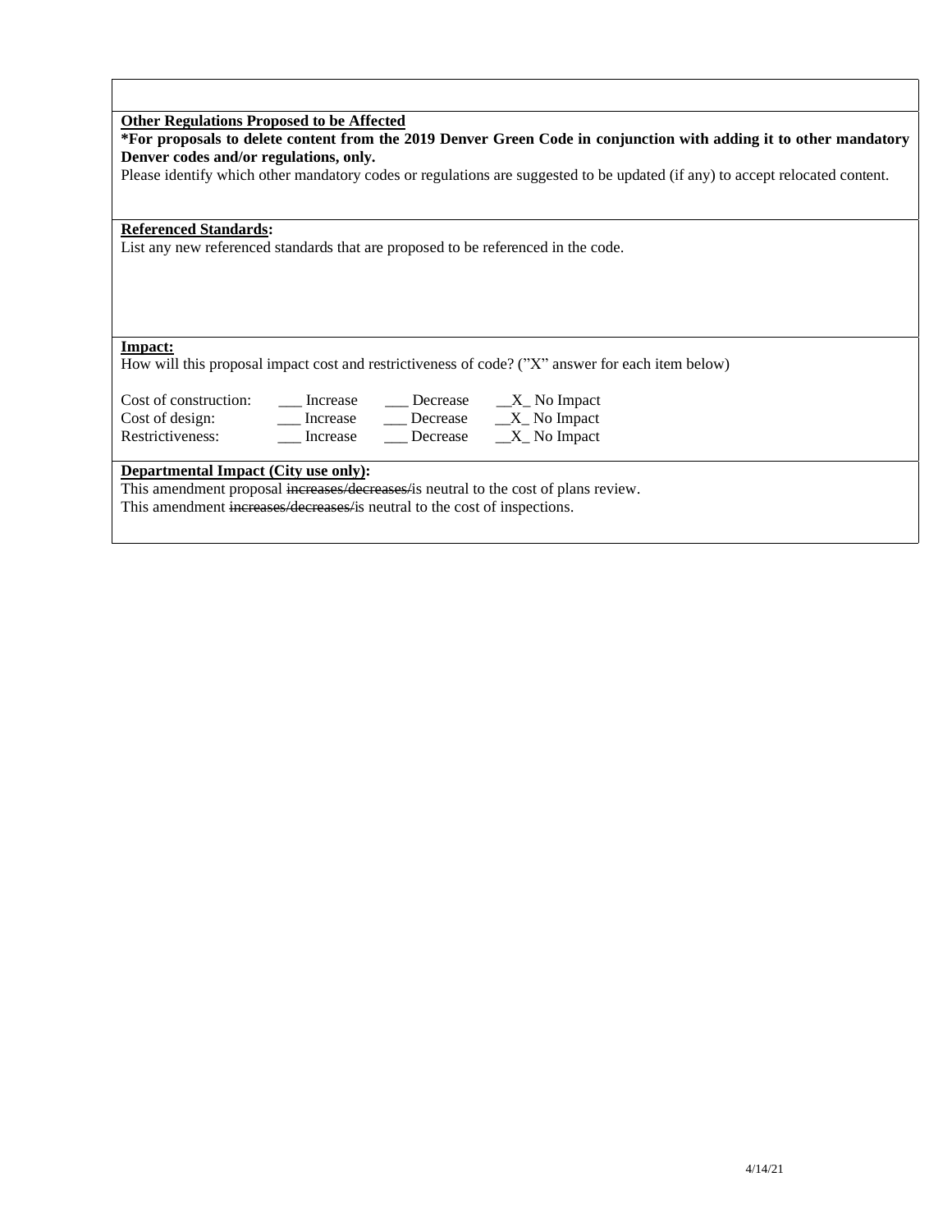**Other Regulations Proposed to be Affected**

***For proposals to delete content from the 2019 Denver Green Code in conjunction with adding it to other mandatory Denver codes and/or regulations, only.**

Please identify which other mandatory codes or regulations are suggested to be updated (if any) to accept relocated content.

**Referenced Standards:**

List any new referenced standards that are proposed to be referenced in the code.

**Impact:**

How will this proposal impact cost and restrictiveness of code? ("X" answer for each item below)

| | | | |
|---|---|---|---|
| Cost of construction: | ___ Increase | ___ Decrease | __X_ No Impact |
| Cost of design: | ___ Increase | ___ Decrease | __X_ No Impact |
| Restrictiveness: | ___ Increase | ___ Decrease | __X_ No Impact |

**Departmental Impact (City use only):**

This amendment proposal ~~increases/decreases/~~is neutral to the cost of plans review.

This amendment ~~increases/decreases/~~is neutral to the cost of inspections.

4/14/21